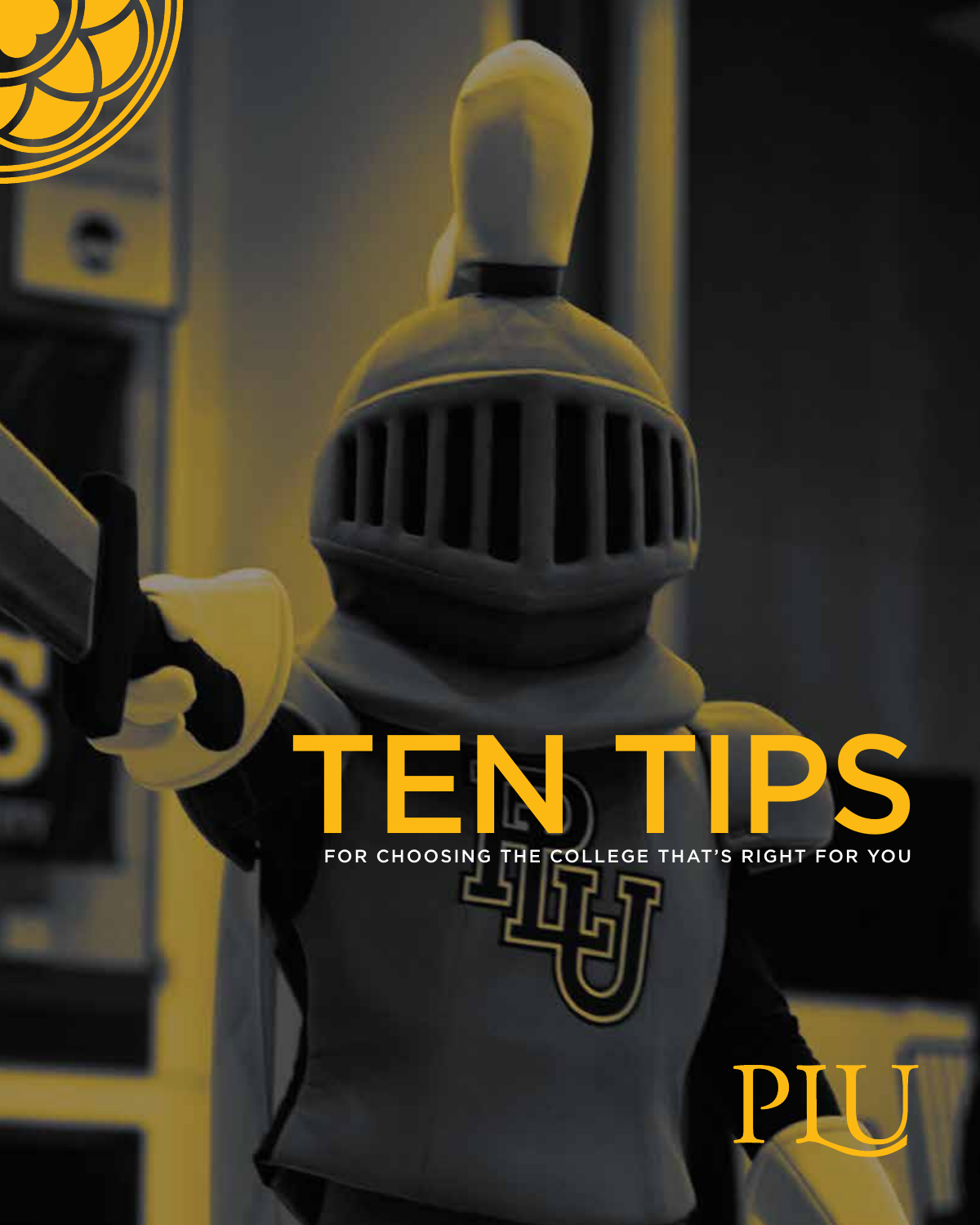# TEN TIPS

FOR CHOOSING THE COLLEGE THAT'S RIGHT FOR YOU

PLU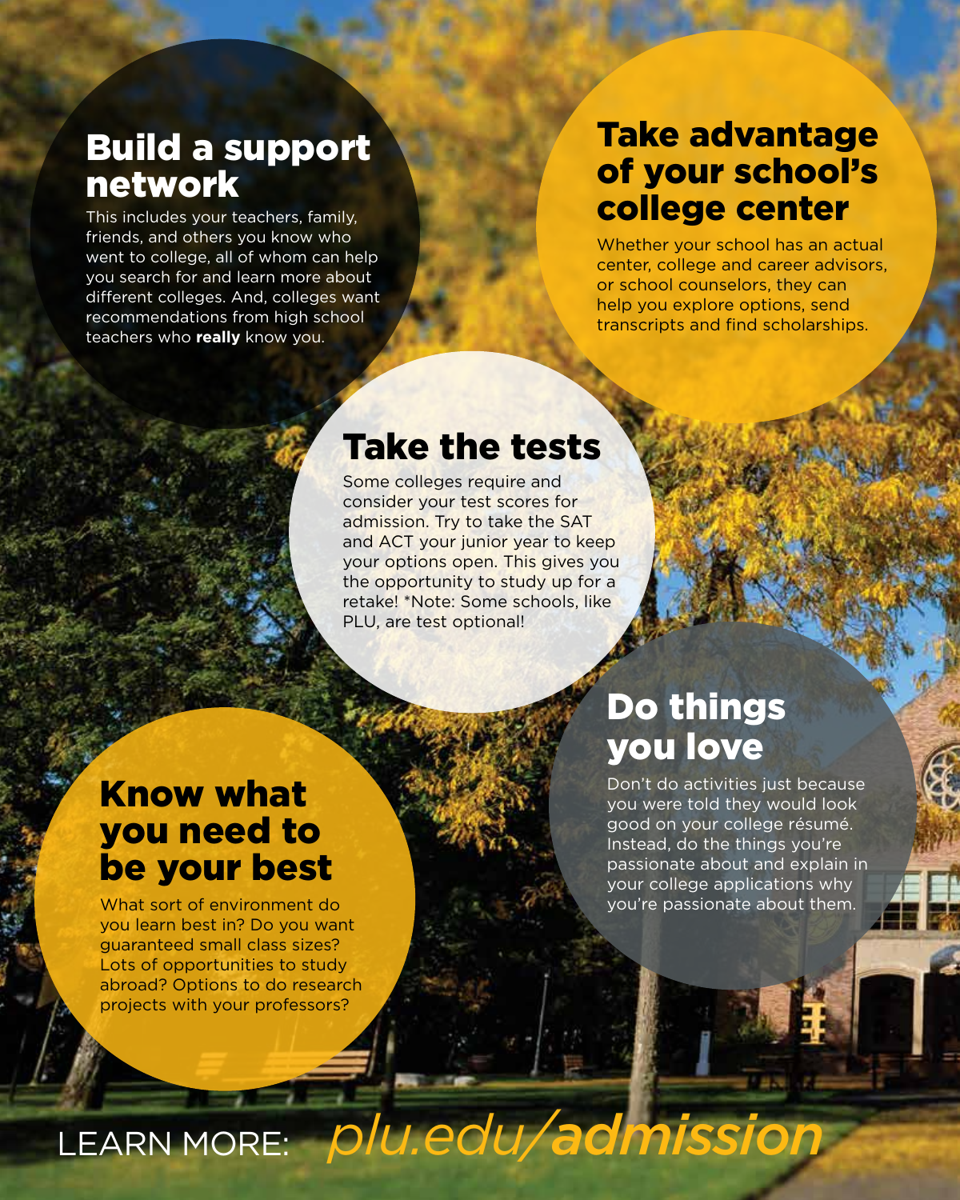## Build a support network

This includes your teachers, family, friends, and others you know who went to college, all of whom can help you search for and learn more about different colleges. And, colleges want recommendations from high school teachers who **really** know you.

## Take advantage of your school's college center

Whether your school has an actual center, college and career advisors, or school counselors, they can help you explore options, send transcripts and find scholarships.

## Take the tests

Some colleges require and consider your test scores for admission. Try to take the SAT and ACT your junior year to keep your options open. This gives you the opportunity to study up for a retake! *Note: Some schools, like PLU, are test optional!

## Know what you need to be your best

What sort of environment do you learn best in? Do you want guaranteed small class sizes? Lots of opportunities to study abroad? Options to do research projects with your professors?

## Do things you love

Don't do activities just because you were told they would look good on your college résumé. Instead, do the things you're passionate about and explain in your college applications why you're passionate about them.

LEARN MORE: *plu.edu/**admission***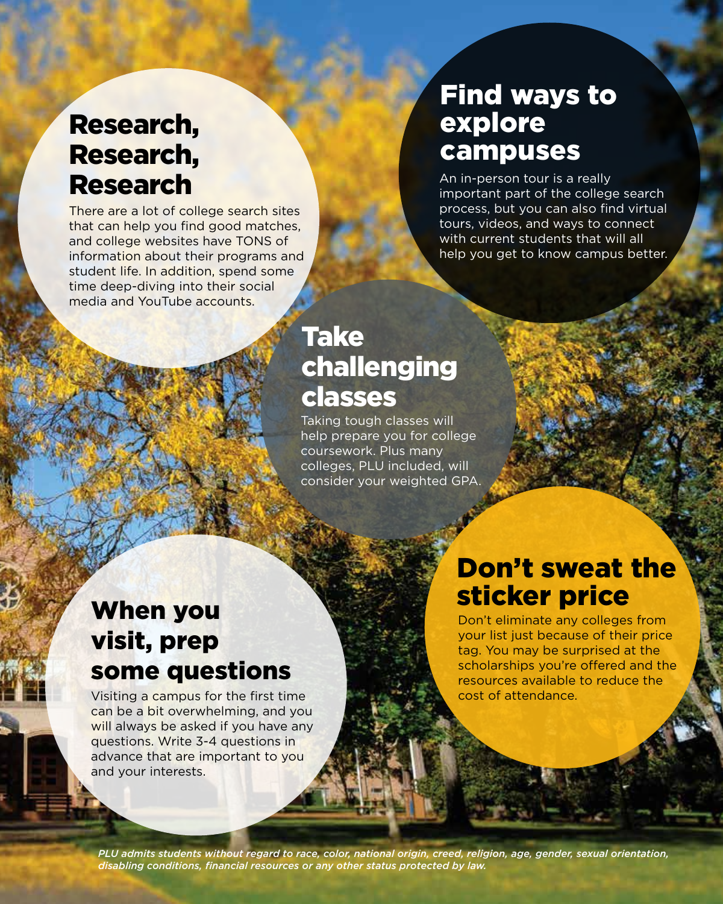## Research, Research, Research

There are a lot of college search sites that can help you find good matches, and college websites have TONS of information about their programs and student life. In addition, spend some time deep-diving into their social media and YouTube accounts.

## Find ways to explore campuses

An in-person tour is a really important part of the college search process, but you can also find virtual tours, videos, and ways to connect with current students that will all help you get to know campus better.

## Take challenging classes

Taking tough classes will help prepare you for college coursework. Plus many colleges, PLU included, will consider your weighted GPA.

## When you visit, prep some questions

Visiting a campus for the first time can be a bit overwhelming, and you will always be asked if you have any questions. Write 3-4 questions in advance that are important to you and your interests.

## Don't sweat the sticker price

Don't eliminate any colleges from your list just because of their price tag. You may be surprised at the scholarships you're offered and the resources available to reduce the cost of attendance.

***PLU admits students without regard to race, color, national origin, creed, religion, age, gender, sexual orientation, disabling conditions, financial resources or any other status protected by law.***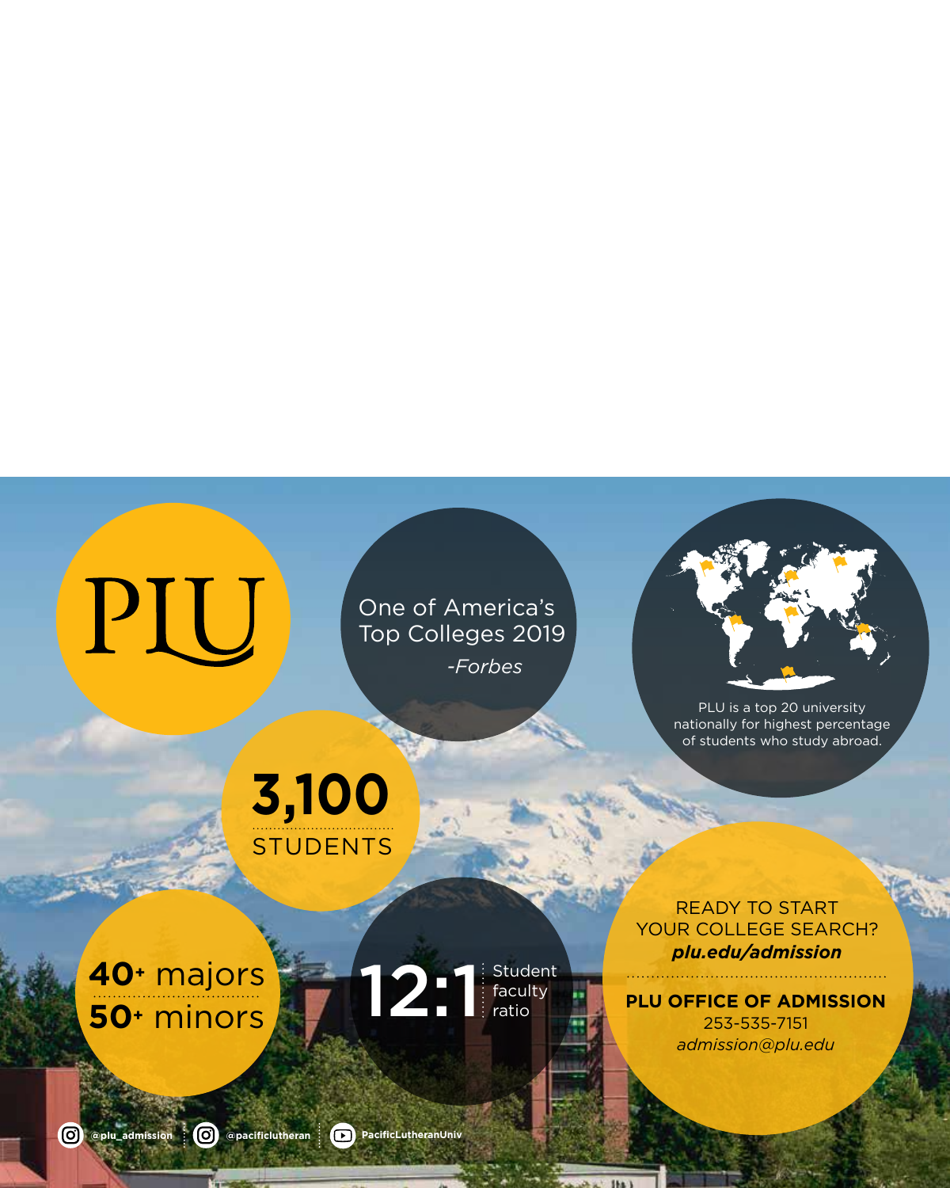# PLU

One of America's Top Colleges 2019

*-Forbes*

PLU is a top 20 university nationally for highest percentage of students who study abroad.

**3,100**
STUDENTS

**40+** majors
**50+** minors

12:1 Student faculty ratio

READY TO START YOUR COLLEGE SEARCH?
***plu.edu/admission***

**PLU OFFICE OF ADMISSION**
253-535-7151
*admission@plu.edu*

@plu_admission | @pacificlutheran | PacificLutheranUniv